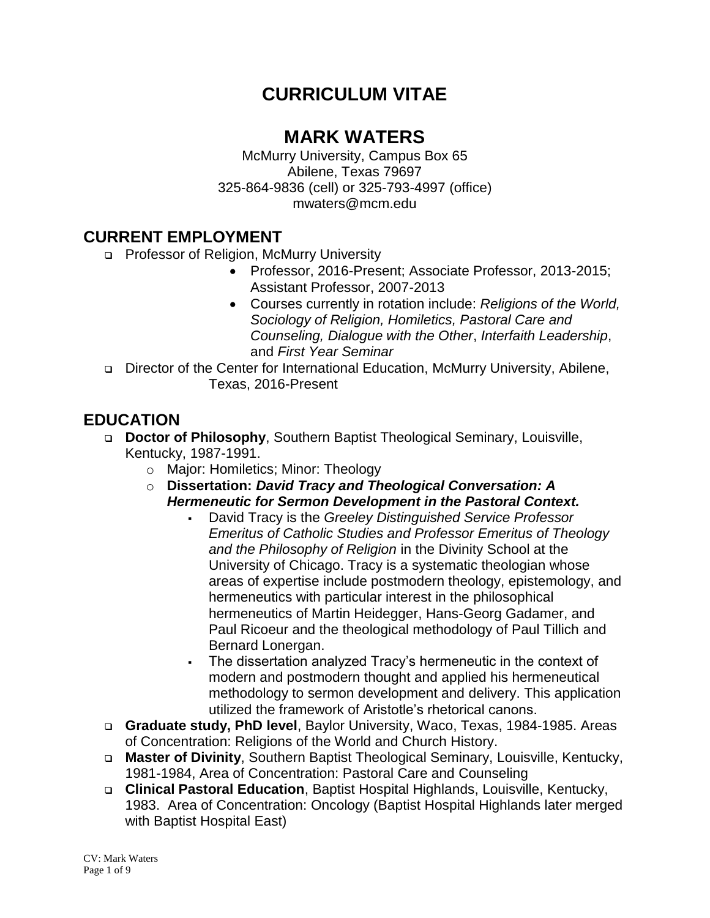# CURRICULUM VITAE

## MARK WATERS

McMurry University, Campus Box 65
Abilene, Texas 79697
325-864-9836 (cell) or 325-793-4997 (office)
mwaters@mcm.edu

## CURRENT EMPLOYMENT

- Professor of Religion, McMurry University
  - Professor, 2016-Present; Associate Professor, 2013-2015; Assistant Professor, 2007-2013
  - Courses currently in rotation include: *Religions of the World, Sociology of Religion, Homiletics, Pastoral Care and Counseling, Dialogue with the Other*, *Interfaith Leadership*, and *First Year Seminar*
- Director of the Center for International Education, McMurry University, Abilene, Texas, 2016-Present

## EDUCATION

- **Doctor of Philosophy**, Southern Baptist Theological Seminary, Louisville, Kentucky, 1987-1991.
  - Major: Homiletics; Minor: Theology
  - **Dissertation: *David Tracy and Theological Conversation: A Hermeneutic for Sermon Development in the Pastoral Context.***
    - David Tracy is the *Greeley Distinguished Service Professor Emeritus of Catholic Studies and Professor Emeritus of Theology and the Philosophy of Religion* in the Divinity School at the University of Chicago. Tracy is a systematic theologian whose areas of expertise include postmodern theology, epistemology, and hermeneutics with particular interest in the philosophical hermeneutics of Martin Heidegger, Hans-Georg Gadamer, and Paul Ricoeur and the theological methodology of Paul Tillich and Bernard Lonergan.
    - The dissertation analyzed Tracy's hermeneutic in the context of modern and postmodern thought and applied his hermeneutical methodology to sermon development and delivery. This application utilized the framework of Aristotle's rhetorical canons.
- **Graduate study, PhD level**, Baylor University, Waco, Texas, 1984-1985. Areas of Concentration: Religions of the World and Church History.
- **Master of Divinity**, Southern Baptist Theological Seminary, Louisville, Kentucky, 1981-1984, Area of Concentration: Pastoral Care and Counseling
- **Clinical Pastoral Education**, Baptist Hospital Highlands, Louisville, Kentucky, 1983. Area of Concentration: Oncology (Baptist Hospital Highlands later merged with Baptist Hospital East)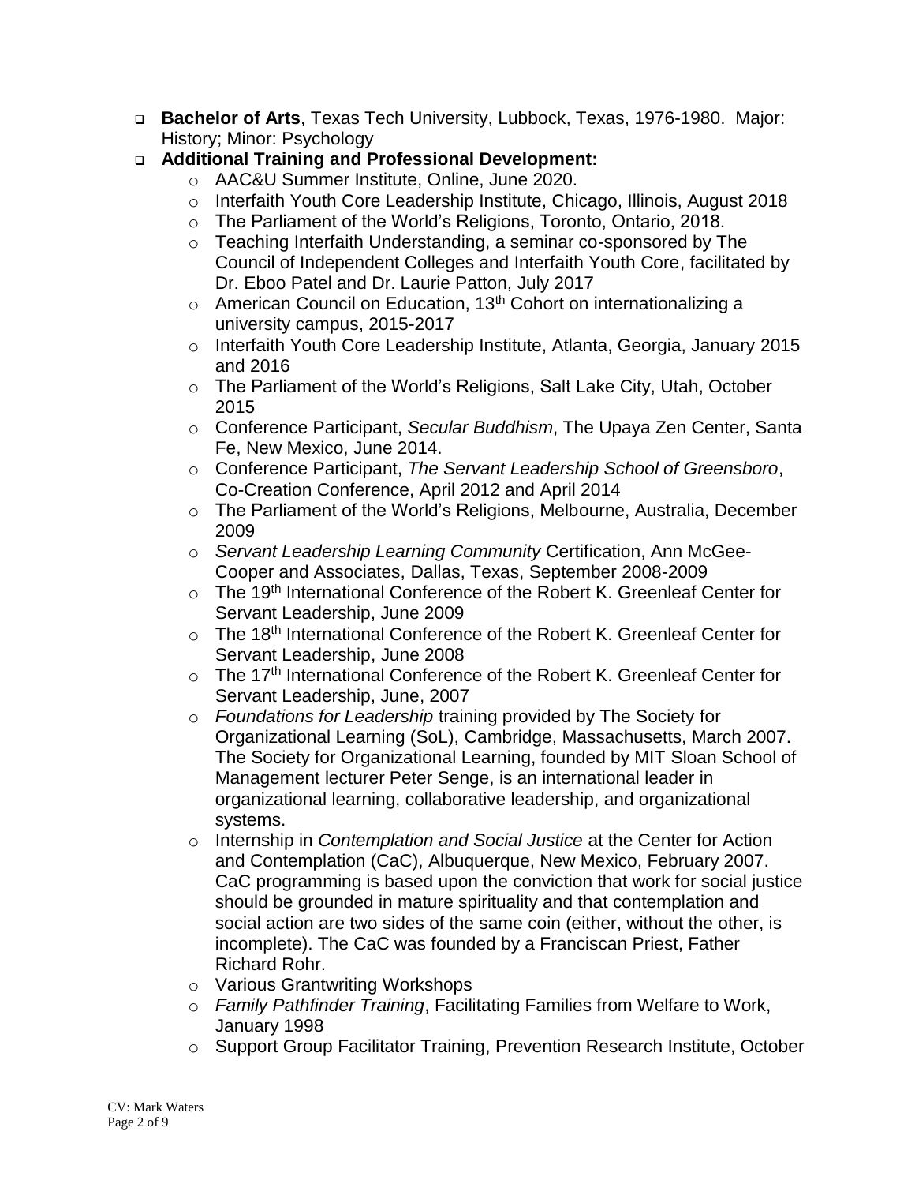- **Bachelor of Arts**, Texas Tech University, Lubbock, Texas, 1976-1980. Major: History; Minor: Psychology
- **Additional Training and Professional Development:**
    - AAC&U Summer Institute, Online, June 2020.
    - Interfaith Youth Core Leadership Institute, Chicago, Illinois, August 2018
    - The Parliament of the World's Religions, Toronto, Ontario, 2018.
    - Teaching Interfaith Understanding, a seminar co-sponsored by The Council of Independent Colleges and Interfaith Youth Core, facilitated by Dr. Eboo Patel and Dr. Laurie Patton, July 2017
    - American Council on Education, 13th Cohort on internationalizing a university campus, 2015-2017
    - Interfaith Youth Core Leadership Institute, Atlanta, Georgia, January 2015 and 2016
    - The Parliament of the World's Religions, Salt Lake City, Utah, October 2015
    - Conference Participant, *Secular Buddhism*, The Upaya Zen Center, Santa Fe, New Mexico, June 2014.
    - Conference Participant, *The Servant Leadership School of Greensboro*, Co-Creation Conference, April 2012 and April 2014
    - The Parliament of the World's Religions, Melbourne, Australia, December 2009
    - *Servant Leadership Learning Community* Certification, Ann McGee-Cooper and Associates, Dallas, Texas, September 2008-2009
    - The 19th International Conference of the Robert K. Greenleaf Center for Servant Leadership, June 2009
    - The 18th International Conference of the Robert K. Greenleaf Center for Servant Leadership, June 2008
    - The 17th International Conference of the Robert K. Greenleaf Center for Servant Leadership, June, 2007
    - *Foundations for Leadership* training provided by The Society for Organizational Learning (SoL), Cambridge, Massachusetts, March 2007. The Society for Organizational Learning, founded by MIT Sloan School of Management lecturer Peter Senge, is an international leader in organizational learning, collaborative leadership, and organizational systems.
    - Internship in *Contemplation and Social Justice* at the Center for Action and Contemplation (CaC), Albuquerque, New Mexico, February 2007. CaC programming is based upon the conviction that work for social justice should be grounded in mature spirituality and that contemplation and social action are two sides of the same coin (either, without the other, is incomplete). The CaC was founded by a Franciscan Priest, Father Richard Rohr.
    - Various Grantwriting Workshops
    - *Family Pathfinder Training*, Facilitating Families from Welfare to Work, January 1998
    - Support Group Facilitator Training, Prevention Research Institute, October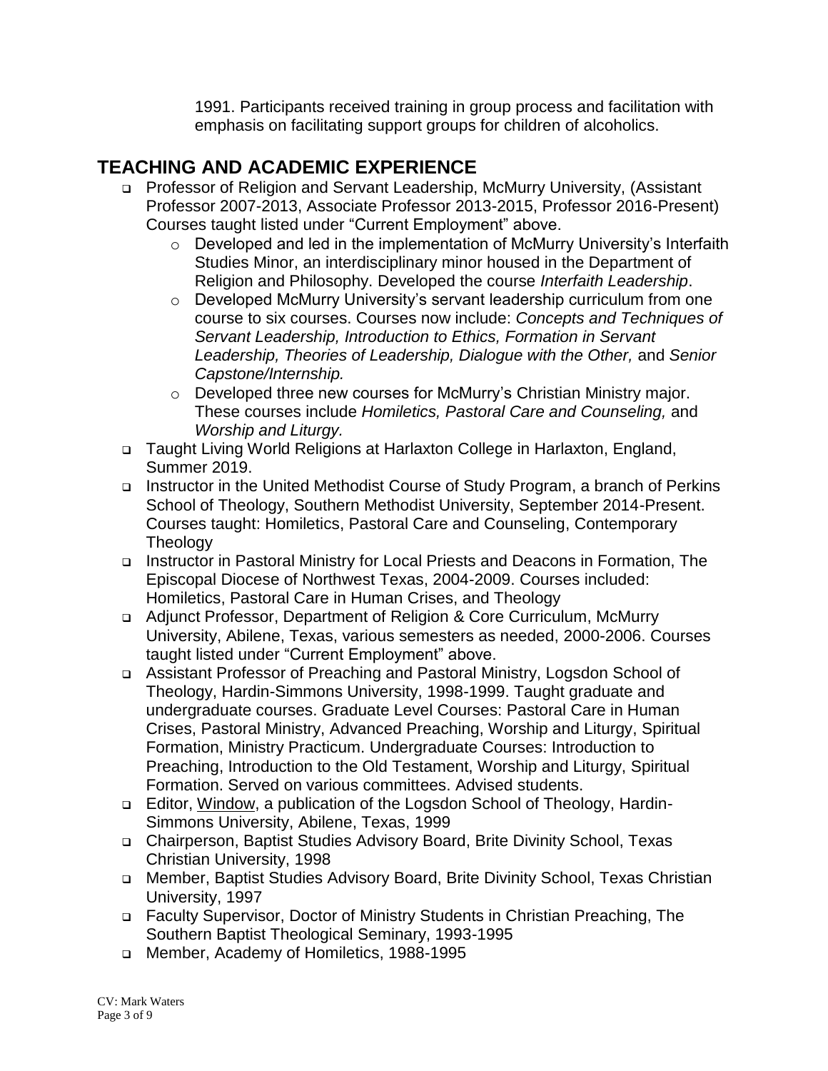1991. Participants received training in group process and facilitation with emphasis on facilitating support groups for children of alcoholics.

## TEACHING AND ACADEMIC EXPERIENCE

- Professor of Religion and Servant Leadership, McMurry University, (Assistant Professor 2007-2013, Associate Professor 2013-2015, Professor 2016-Present) Courses taught listed under "Current Employment" above.
  - Developed and led in the implementation of McMurry University's Interfaith Studies Minor, an interdisciplinary minor housed in the Department of Religion and Philosophy. Developed the course *Interfaith Leadership*.
  - Developed McMurry University's servant leadership curriculum from one course to six courses. Courses now include: *Concepts and Techniques of Servant Leadership, Introduction to Ethics, Formation in Servant Leadership, Theories of Leadership, Dialogue with the Other,* and *Senior Capstone/Internship.*
  - Developed three new courses for McMurry's Christian Ministry major. These courses include *Homiletics, Pastoral Care and Counseling,* and *Worship and Liturgy.*
- Taught Living World Religions at Harlaxton College in Harlaxton, England, Summer 2019.
- Instructor in the United Methodist Course of Study Program, a branch of Perkins School of Theology, Southern Methodist University, September 2014-Present. Courses taught: Homiletics, Pastoral Care and Counseling, Contemporary Theology
- Instructor in Pastoral Ministry for Local Priests and Deacons in Formation, The Episcopal Diocese of Northwest Texas, 2004-2009. Courses included: Homiletics, Pastoral Care in Human Crises, and Theology
- Adjunct Professor, Department of Religion & Core Curriculum, McMurry University, Abilene, Texas, various semesters as needed, 2000-2006. Courses taught listed under "Current Employment" above.
- Assistant Professor of Preaching and Pastoral Ministry, Logsdon School of Theology, Hardin-Simmons University, 1998-1999. Taught graduate and undergraduate courses. Graduate Level Courses: Pastoral Care in Human Crises, Pastoral Ministry, Advanced Preaching, Worship and Liturgy, Spiritual Formation, Ministry Practicum. Undergraduate Courses: Introduction to Preaching, Introduction to the Old Testament, Worship and Liturgy, Spiritual Formation. Served on various committees. Advised students.
- Editor, <u>Window</u>, a publication of the Logsdon School of Theology, Hardin-Simmons University, Abilene, Texas, 1999
- Chairperson, Baptist Studies Advisory Board, Brite Divinity School, Texas Christian University, 1998
- Member, Baptist Studies Advisory Board, Brite Divinity School, Texas Christian University, 1997
- Faculty Supervisor, Doctor of Ministry Students in Christian Preaching, The Southern Baptist Theological Seminary, 1993-1995
- Member, Academy of Homiletics, 1988-1995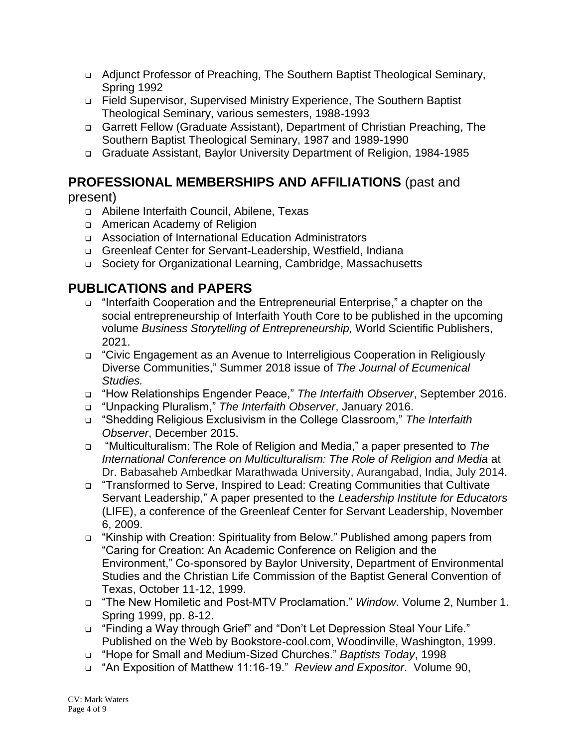- Adjunct Professor of Preaching, The Southern Baptist Theological Seminary, Spring 1992
- Field Supervisor, Supervised Ministry Experience, The Southern Baptist Theological Seminary, various semesters, 1988-1993
- Garrett Fellow (Graduate Assistant), Department of Christian Preaching, The Southern Baptist Theological Seminary, 1987 and 1989-1990
- Graduate Assistant, Baylor University Department of Religion, 1984-1985

## **PROFESSIONAL MEMBERSHIPS AND AFFILIATIONS** (past and present)

- Abilene Interfaith Council, Abilene, Texas
- American Academy of Religion
- Association of International Education Administrators
- Greenleaf Center for Servant-Leadership, Westfield, Indiana
- Society for Organizational Learning, Cambridge, Massachusetts

## **PUBLICATIONS and PAPERS**

- "Interfaith Cooperation and the Entrepreneurial Enterprise," a chapter on the social entrepreneurship of Interfaith Youth Core to be published in the upcoming volume *Business Storytelling of Entrepreneurship,* World Scientific Publishers, 2021.
- "Civic Engagement as an Avenue to Interreligious Cooperation in Religiously Diverse Communities," Summer 2018 issue of *The Journal of Ecumenical Studies.*
- "How Relationships Engender Peace," *The Interfaith Observer*, September 2016.
- "Unpacking Pluralism," *The Interfaith Observer*, January 2016.
- "Shedding Religious Exclusivism in the College Classroom," *The Interfaith Observer*, December 2015.
- "Multiculturalism: The Role of Religion and Media," a paper presented to *The International Conference on Multiculturalism: The Role of Religion and Media* at Dr. Babasaheb Ambedkar Marathwada University, Aurangabad, India, July 2014.
- "Transformed to Serve, Inspired to Lead: Creating Communities that Cultivate Servant Leadership," A paper presented to the *Leadership Institute for Educators* (LIFE), a conference of the Greenleaf Center for Servant Leadership, November 6, 2009.
- "Kinship with Creation: Spirituality from Below." Published among papers from "Caring for Creation: An Academic Conference on Religion and the Environment," Co-sponsored by Baylor University, Department of Environmental Studies and the Christian Life Commission of the Baptist General Convention of Texas, October 11-12, 1999.
- "The New Homiletic and Post-MTV Proclamation." *Window*. Volume 2, Number 1. Spring 1999, pp. 8-12.
- "Finding a Way through Grief" and "Don't Let Depression Steal Your Life." Published on the Web by Bookstore-cool.com, Woodinville, Washington, 1999.
- "Hope for Small and Medium-Sized Churches." *Baptists Today*, 1998
- "An Exposition of Matthew 11:16-19." *Review and Expositor*. Volume 90,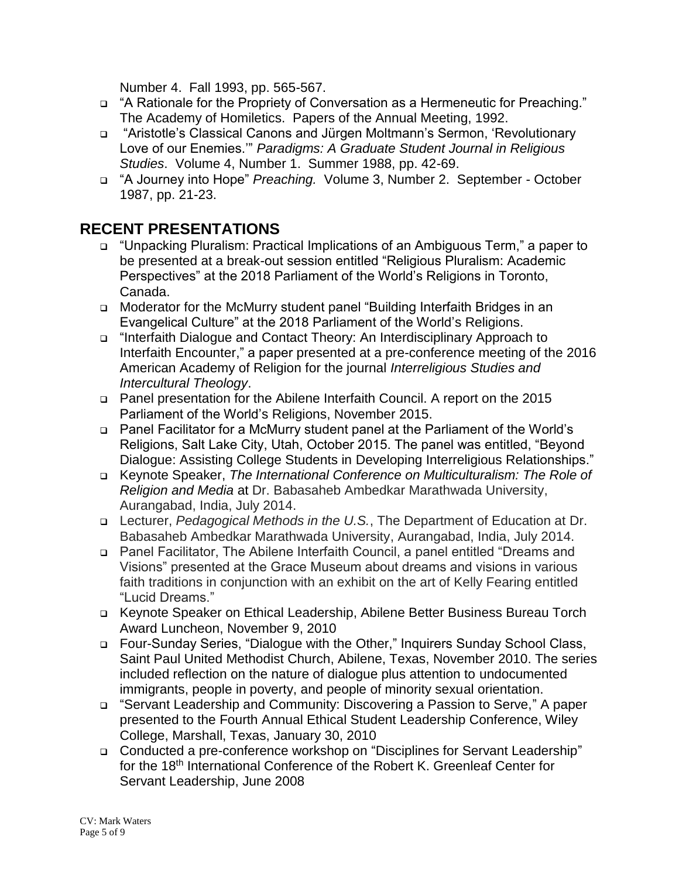Number 4. Fall 1993, pp. 565-567.

- "A Rationale for the Propriety of Conversation as a Hermeneutic for Preaching." The Academy of Homiletics. Papers of the Annual Meeting, 1992.
- "Aristotle's Classical Canons and Jürgen Moltmann's Sermon, 'Revolutionary Love of our Enemies.'" *Paradigms: A Graduate Student Journal in Religious Studies*. Volume 4, Number 1. Summer 1988, pp. 42-69.
- "A Journey into Hope" *Preaching.* Volume 3, Number 2. September - October 1987, pp. 21-23.

## RECENT PRESENTATIONS

- "Unpacking Pluralism: Practical Implications of an Ambiguous Term," a paper to be presented at a break-out session entitled "Religious Pluralism: Academic Perspectives" at the 2018 Parliament of the World's Religions in Toronto, Canada.
- Moderator for the McMurry student panel "Building Interfaith Bridges in an Evangelical Culture" at the 2018 Parliament of the World's Religions.
- "Interfaith Dialogue and Contact Theory: An Interdisciplinary Approach to Interfaith Encounter," a paper presented at a pre-conference meeting of the 2016 American Academy of Religion for the journal *Interreligious Studies and Intercultural Theology*.
- Panel presentation for the Abilene Interfaith Council. A report on the 2015 Parliament of the World's Religions, November 2015.
- Panel Facilitator for a McMurry student panel at the Parliament of the World's Religions, Salt Lake City, Utah, October 2015. The panel was entitled, "Beyond Dialogue: Assisting College Students in Developing Interreligious Relationships."
- Keynote Speaker, *The International Conference on Multiculturalism: The Role of Religion and Media* at Dr. Babasaheb Ambedkar Marathwada University, Aurangabad, India, July 2014.
- Lecturer, *Pedagogical Methods in the U.S.*, The Department of Education at Dr. Babasaheb Ambedkar Marathwada University, Aurangabad, India, July 2014.
- Panel Facilitator, The Abilene Interfaith Council, a panel entitled "Dreams and Visions" presented at the Grace Museum about dreams and visions in various faith traditions in conjunction with an exhibit on the art of Kelly Fearing entitled "Lucid Dreams."
- Keynote Speaker on Ethical Leadership, Abilene Better Business Bureau Torch Award Luncheon, November 9, 2010
- Four-Sunday Series, "Dialogue with the Other," Inquirers Sunday School Class, Saint Paul United Methodist Church, Abilene, Texas, November 2010. The series included reflection on the nature of dialogue plus attention to undocumented immigrants, people in poverty, and people of minority sexual orientation.
- "Servant Leadership and Community: Discovering a Passion to Serve," A paper presented to the Fourth Annual Ethical Student Leadership Conference, Wiley College, Marshall, Texas, January 30, 2010
- Conducted a pre-conference workshop on "Disciplines for Servant Leadership" for the 18th International Conference of the Robert K. Greenleaf Center for Servant Leadership, June 2008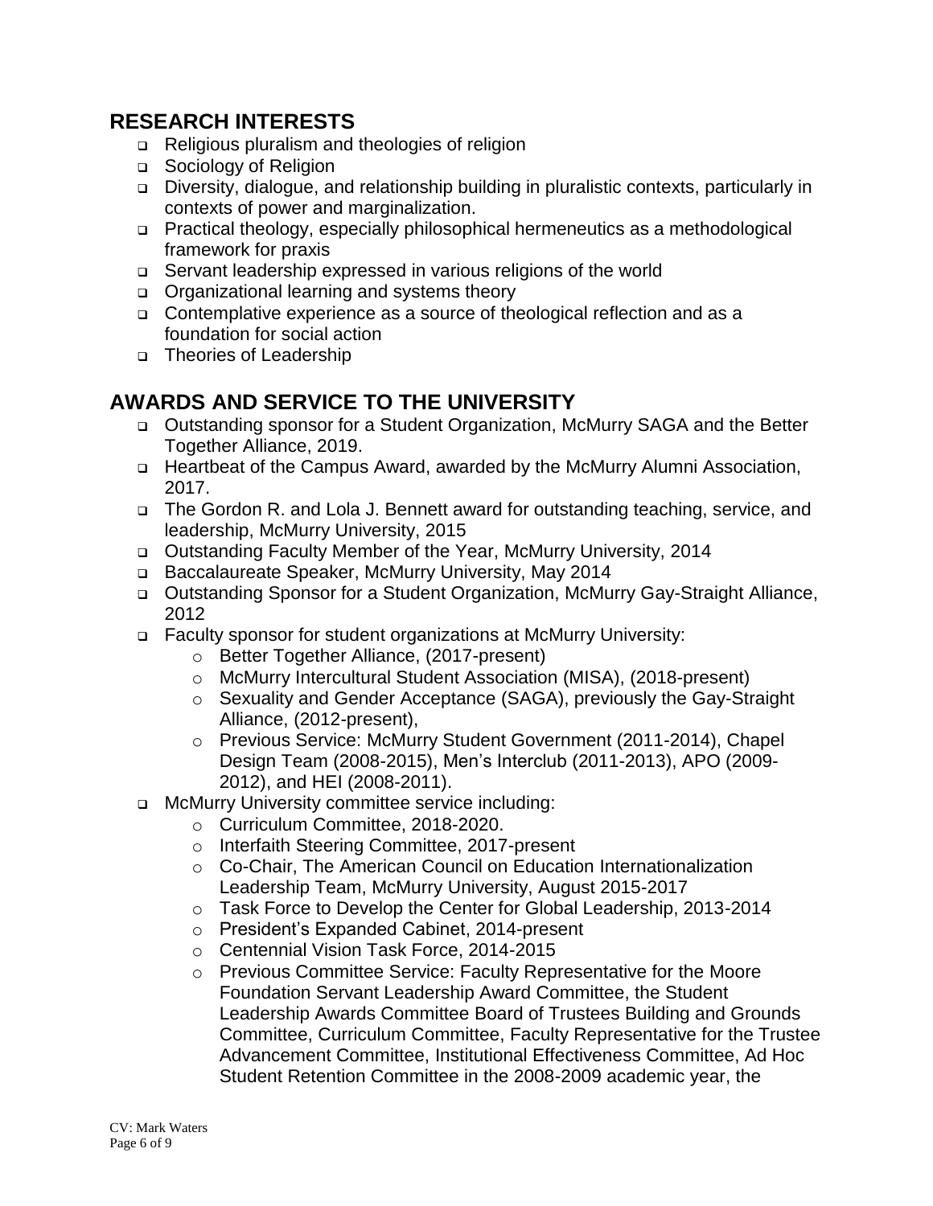## RESEARCH INTERESTS

- Religious pluralism and theologies of religion
- Sociology of Religion
- Diversity, dialogue, and relationship building in pluralistic contexts, particularly in contexts of power and marginalization.
- Practical theology, especially philosophical hermeneutics as a methodological framework for praxis
- Servant leadership expressed in various religions of the world
- Organizational learning and systems theory
- Contemplative experience as a source of theological reflection and as a foundation for social action
- Theories of Leadership

## AWARDS AND SERVICE TO THE UNIVERSITY

- Outstanding sponsor for a Student Organization, McMurry SAGA and the Better Together Alliance, 2019.
- Heartbeat of the Campus Award, awarded by the McMurry Alumni Association, 2017.
- The Gordon R. and Lola J. Bennett award for outstanding teaching, service, and leadership, McMurry University, 2015
- Outstanding Faculty Member of the Year, McMurry University, 2014
- Baccalaureate Speaker, McMurry University, May 2014
- Outstanding Sponsor for a Student Organization, McMurry Gay-Straight Alliance, 2012
- Faculty sponsor for student organizations at McMurry University:
  - Better Together Alliance, (2017-present)
  - McMurry Intercultural Student Association (MISA), (2018-present)
  - Sexuality and Gender Acceptance (SAGA), previously the Gay-Straight Alliance, (2012-present),
  - Previous Service: McMurry Student Government (2011-2014), Chapel Design Team (2008-2015), Men's Interclub (2011-2013), APO (2009-2012), and HEI (2008-2011).
- McMurry University committee service including:
  - Curriculum Committee, 2018-2020.
  - Interfaith Steering Committee, 2017-present
  - Co-Chair, The American Council on Education Internationalization Leadership Team, McMurry University, August 2015-2017
  - Task Force to Develop the Center for Global Leadership, 2013-2014
  - President's Expanded Cabinet, 2014-present
  - Centennial Vision Task Force, 2014-2015
  - Previous Committee Service: Faculty Representative for the Moore Foundation Servant Leadership Award Committee, the Student Leadership Awards Committee Board of Trustees Building and Grounds Committee, Curriculum Committee, Faculty Representative for the Trustee Advancement Committee, Institutional Effectiveness Committee, Ad Hoc Student Retention Committee in the 2008-2009 academic year, the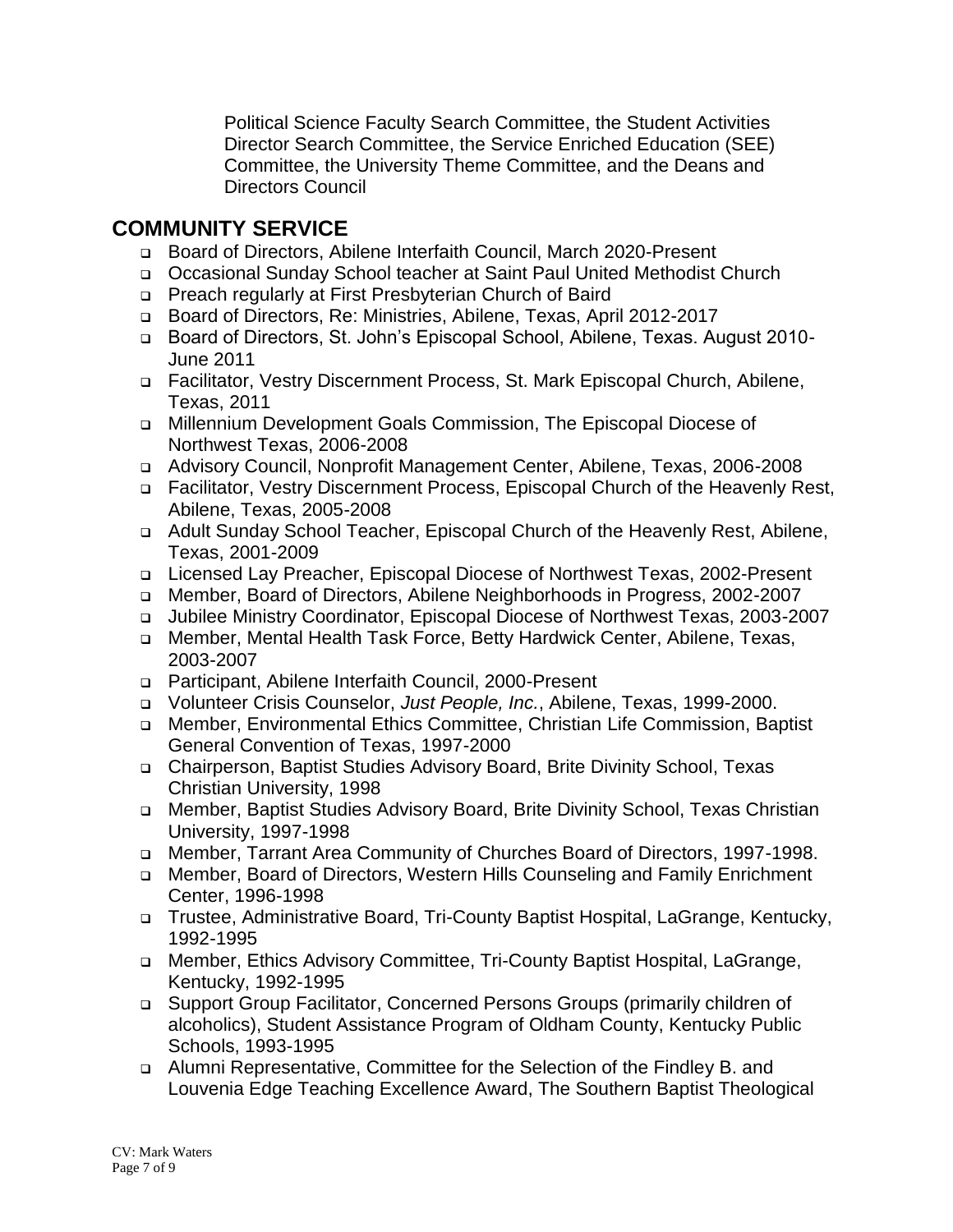Political Science Faculty Search Committee, the Student Activities Director Search Committee, the Service Enriched Education (SEE) Committee, the University Theme Committee, and the Deans and Directors Council

## COMMUNITY SERVICE

- Board of Directors, Abilene Interfaith Council, March 2020-Present
- Occasional Sunday School teacher at Saint Paul United Methodist Church
- Preach regularly at First Presbyterian Church of Baird
- Board of Directors, Re: Ministries, Abilene, Texas, April 2012-2017
- Board of Directors, St. John's Episcopal School, Abilene, Texas. August 2010-June 2011
- Facilitator, Vestry Discernment Process, St. Mark Episcopal Church, Abilene, Texas, 2011
- Millennium Development Goals Commission, The Episcopal Diocese of Northwest Texas, 2006-2008
- Advisory Council, Nonprofit Management Center, Abilene, Texas, 2006-2008
- Facilitator, Vestry Discernment Process, Episcopal Church of the Heavenly Rest, Abilene, Texas, 2005-2008
- Adult Sunday School Teacher, Episcopal Church of the Heavenly Rest, Abilene, Texas, 2001-2009
- Licensed Lay Preacher, Episcopal Diocese of Northwest Texas, 2002-Present
- Member, Board of Directors, Abilene Neighborhoods in Progress, 2002-2007
- Jubilee Ministry Coordinator, Episcopal Diocese of Northwest Texas, 2003-2007
- Member, Mental Health Task Force, Betty Hardwick Center, Abilene, Texas, 2003-2007
- Participant, Abilene Interfaith Council, 2000-Present
- Volunteer Crisis Counselor, *Just People, Inc.*, Abilene, Texas, 1999-2000.
- Member, Environmental Ethics Committee, Christian Life Commission, Baptist General Convention of Texas, 1997-2000
- Chairperson, Baptist Studies Advisory Board, Brite Divinity School, Texas Christian University, 1998
- Member, Baptist Studies Advisory Board, Brite Divinity School, Texas Christian University, 1997-1998
- Member, Tarrant Area Community of Churches Board of Directors, 1997-1998.
- Member, Board of Directors, Western Hills Counseling and Family Enrichment Center, 1996-1998
- Trustee, Administrative Board, Tri-County Baptist Hospital, LaGrange, Kentucky, 1992-1995
- Member, Ethics Advisory Committee, Tri-County Baptist Hospital, LaGrange, Kentucky, 1992-1995
- Support Group Facilitator, Concerned Persons Groups (primarily children of alcoholics), Student Assistance Program of Oldham County, Kentucky Public Schools, 1993-1995
- Alumni Representative, Committee for the Selection of the Findley B. and Louvenia Edge Teaching Excellence Award, The Southern Baptist Theological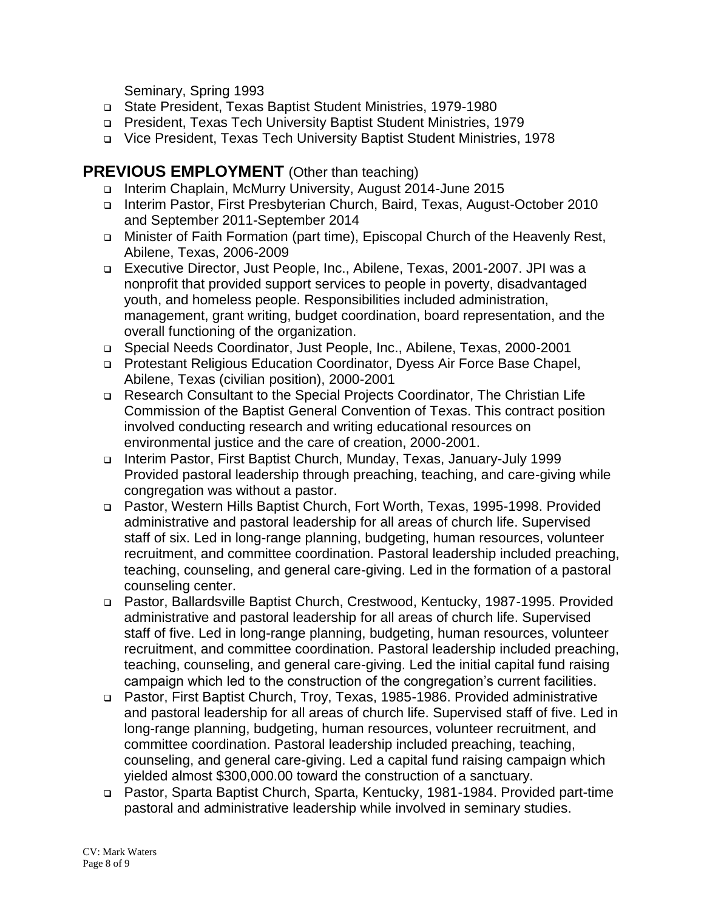Seminary, Spring 1993

- State President, Texas Baptist Student Ministries, 1979-1980
- President, Texas Tech University Baptist Student Ministries, 1979
- Vice President, Texas Tech University Baptist Student Ministries, 1978

## PREVIOUS EMPLOYMENT (Other than teaching)

- Interim Chaplain, McMurry University, August 2014-June 2015
- Interim Pastor, First Presbyterian Church, Baird, Texas, August-October 2010 and September 2011-September 2014
- Minister of Faith Formation (part time), Episcopal Church of the Heavenly Rest, Abilene, Texas, 2006-2009
- Executive Director, Just People, Inc., Abilene, Texas, 2001-2007. JPI was a nonprofit that provided support services to people in poverty, disadvantaged youth, and homeless people. Responsibilities included administration, management, grant writing, budget coordination, board representation, and the overall functioning of the organization.
- Special Needs Coordinator, Just People, Inc., Abilene, Texas, 2000-2001
- Protestant Religious Education Coordinator, Dyess Air Force Base Chapel, Abilene, Texas (civilian position), 2000-2001
- Research Consultant to the Special Projects Coordinator, The Christian Life Commission of the Baptist General Convention of Texas. This contract position involved conducting research and writing educational resources on environmental justice and the care of creation, 2000-2001.
- Interim Pastor, First Baptist Church, Munday, Texas, January-July 1999 Provided pastoral leadership through preaching, teaching, and care-giving while congregation was without a pastor.
- Pastor, Western Hills Baptist Church, Fort Worth, Texas, 1995-1998. Provided administrative and pastoral leadership for all areas of church life. Supervised staff of six. Led in long-range planning, budgeting, human resources, volunteer recruitment, and committee coordination. Pastoral leadership included preaching, teaching, counseling, and general care-giving. Led in the formation of a pastoral counseling center.
- Pastor, Ballardsville Baptist Church, Crestwood, Kentucky, 1987-1995. Provided administrative and pastoral leadership for all areas of church life. Supervised staff of five. Led in long-range planning, budgeting, human resources, volunteer recruitment, and committee coordination. Pastoral leadership included preaching, teaching, counseling, and general care-giving. Led the initial capital fund raising campaign which led to the construction of the congregation's current facilities.
- Pastor, First Baptist Church, Troy, Texas, 1985-1986. Provided administrative and pastoral leadership for all areas of church life. Supervised staff of five. Led in long-range planning, budgeting, human resources, volunteer recruitment, and committee coordination. Pastoral leadership included preaching, teaching, counseling, and general care-giving. Led a capital fund raising campaign which yielded almost $300,000.00 toward the construction of a sanctuary.
- Pastor, Sparta Baptist Church, Sparta, Kentucky, 1981-1984. Provided part-time pastoral and administrative leadership while involved in seminary studies.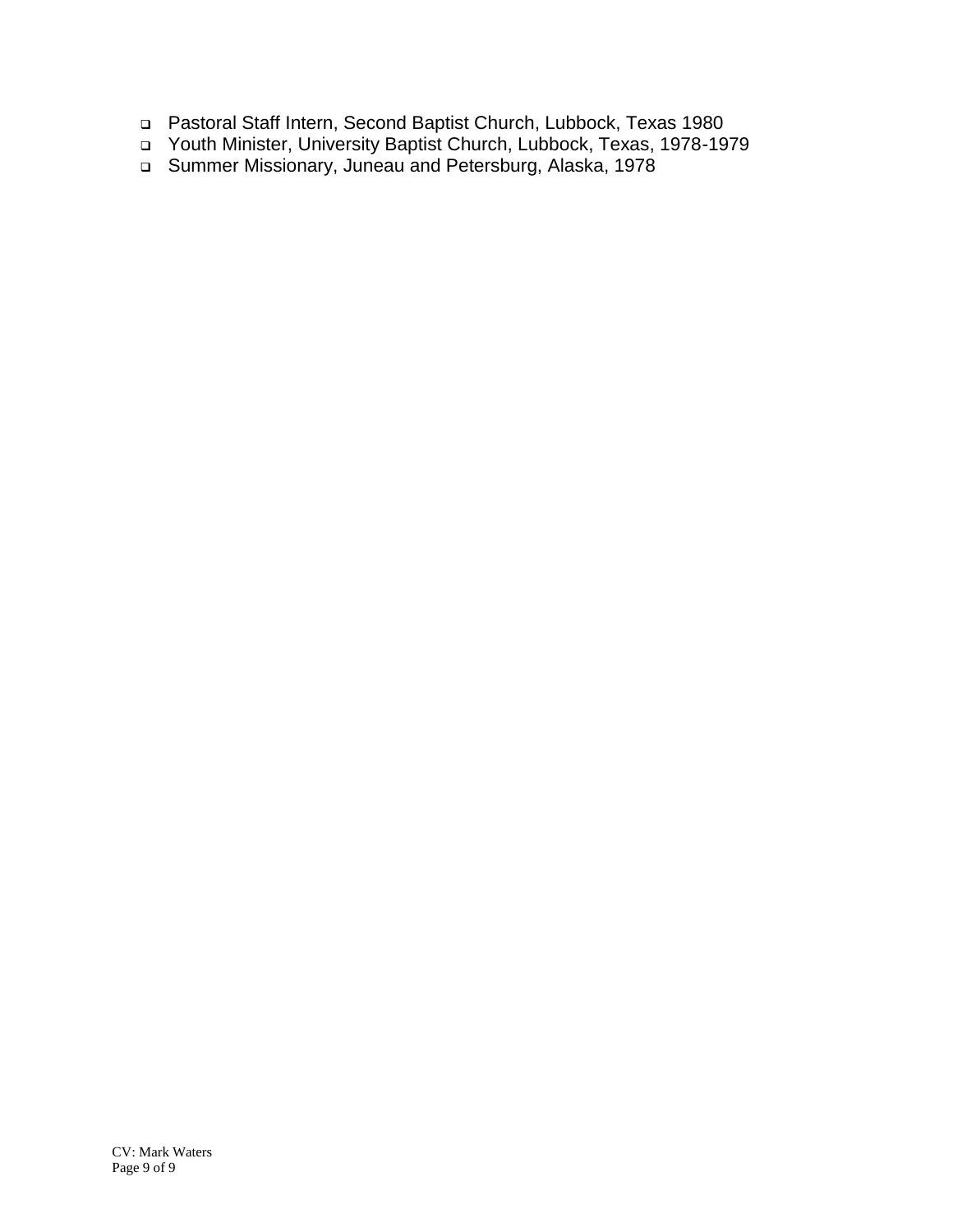- Pastoral Staff Intern, Second Baptist Church, Lubbock, Texas 1980
- Youth Minister, University Baptist Church, Lubbock, Texas, 1978-1979
- Summer Missionary, Juneau and Petersburg, Alaska, 1978